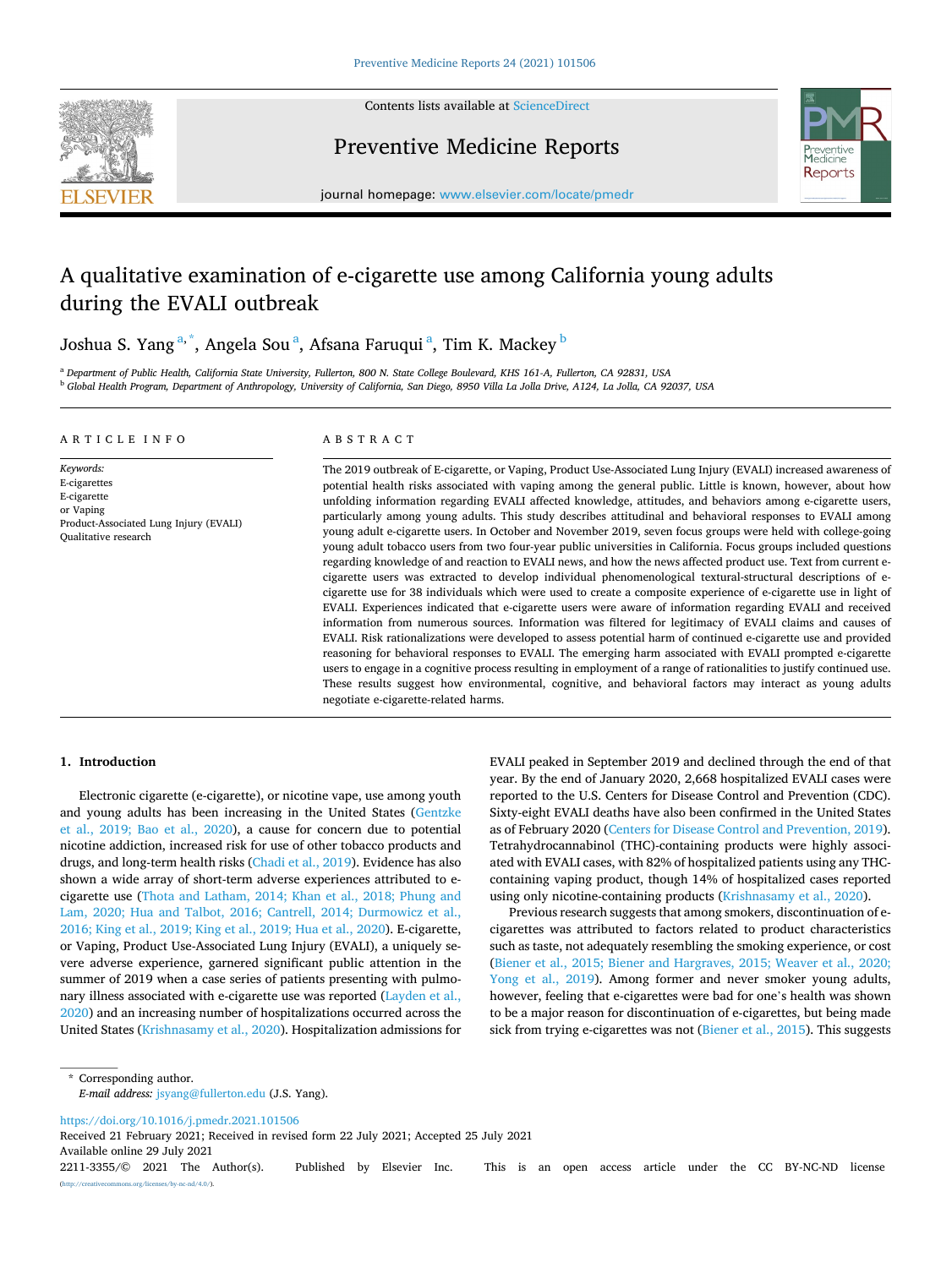# A qualitative examination of e-cigarette use among California young adults during the EVALI outbreak

Joshua S. Yang[a,*], Angela Sou[a], Afsana Faruqui[a], Tim K. Mackey[b]

[a] Department of Public Health, California State University, Fullerton, 800 N. State College Boulevard, KHS 161-A, Fullerton, CA 92831, USA

[b] Global Health Program, Department of Anthropology, University of California, San Diego, 8950 Villa La Jolla Drive, A124, La Jolla, CA 92037, USA

## ARTICLE INFO

*Keywords:*
E-cigarettes
E-cigarette
or Vaping
Product-Associated Lung Injury (EVALI)
Qualitative research

## ABSTRACT

The 2019 outbreak of E-cigarette, or Vaping, Product Use-Associated Lung Injury (EVALI) increased awareness of potential health risks associated with vaping among the general public. Little is known, however, about how unfolding information regarding EVALI affected knowledge, attitudes, and behaviors among e-cigarette users, particularly among young adults. This study describes attitudinal and behavioral responses to EVALI among young adult e-cigarette users. In October and November 2019, seven focus groups were held with college-going young adult tobacco users from two four-year public universities in California. Focus groups included questions regarding knowledge of and reaction to EVALI news, and how the news affected product use. Text from current e-cigarette users was extracted to develop individual phenomenological textural-structural descriptions of e-cigarette use for 38 individuals which were used to create a composite experience of e-cigarette use in light of EVALI. Experiences indicated that e-cigarette users were aware of information regarding EVALI and received information from numerous sources. Information was filtered for legitimacy of EVALI claims and causes of EVALI. Risk rationalizations were developed to assess potential harm of continued e-cigarette use and provided reasoning for behavioral responses to EVALI. The emerging harm associated with EVALI prompted e-cigarette users to engage in a cognitive process resulting in employment of a range of rationalities to justify continued use. These results suggest how environmental, cognitive, and behavioral factors may interact as young adults negotiate e-cigarette-related harms.

## 1. Introduction

Electronic cigarette (e-cigarette), or nicotine vape, use among youth and young adults has been increasing in the United States (Gentzke et al., 2019; Bao et al., 2020), a cause for concern due to potential nicotine addiction, increased risk for use of other tobacco products and drugs, and long-term health risks (Chadi et al., 2019). Evidence has also shown a wide array of short-term adverse experiences attributed to e-cigarette use (Thota and Latham, 2014; Khan et al., 2018; Phung and Lam, 2020; Hua and Talbot, 2016; Cantrell, 2014; Durmowicz et al., 2016; King et al., 2019; King et al., 2019; Hua et al., 2020). E-cigarette, or Vaping, Product Use-Associated Lung Injury (EVALI), a uniquely severe adverse experience, garnered significant public attention in the summer of 2019 when a case series of patients presenting with pulmonary illness associated with e-cigarette use was reported (Layden et al., 2020) and an increasing number of hospitalizations occurred across the United States (Krishnasamy et al., 2020). Hospitalization admissions for EVALI peaked in September 2019 and declined through the end of that year. By the end of January 2020, 2,668 hospitalized EVALI cases were reported to the U.S. Centers for Disease Control and Prevention (CDC). Sixty-eight EVALI deaths have also been confirmed in the United States as of February 2020 (Centers for Disease Control and Prevention, 2019). Tetrahydrocannabinol (THC)-containing products were highly associated with EVALI cases, with 82% of hospitalized patients using any THC-containing vaping product, though 14% of hospitalized cases reported using only nicotine-containing products (Krishnasamy et al., 2020).

Previous research suggests that among smokers, discontinuation of e-cigarettes was attributed to factors related to product characteristics such as taste, not adequately resembling the smoking experience, or cost (Biener et al., 2015; Biener and Hargraves, 2015; Weaver et al., 2020; Yong et al., 2019). Among former and never smoker young adults, however, feeling that e-cigarettes were bad for one's health was shown to be a major reason for discontinuation of e-cigarettes, but being made sick from trying e-cigarettes was not (Biener et al., 2015). This suggests

\* Corresponding author.
*E-mail address:* jsyang@fullerton.edu (J.S. Yang).

https://doi.org/10.1016/j.pmedr.2021.101506
Received 21 February 2021; Received in revised form 22 July 2021; Accepted 25 July 2021
Available online 29 July 2021
2211-3355/© 2021 The Author(s). Published by Elsevier Inc. This is an open access article under the CC BY-NC-ND license (http://creativecommons.org/licenses/by-nc-nd/4.0/).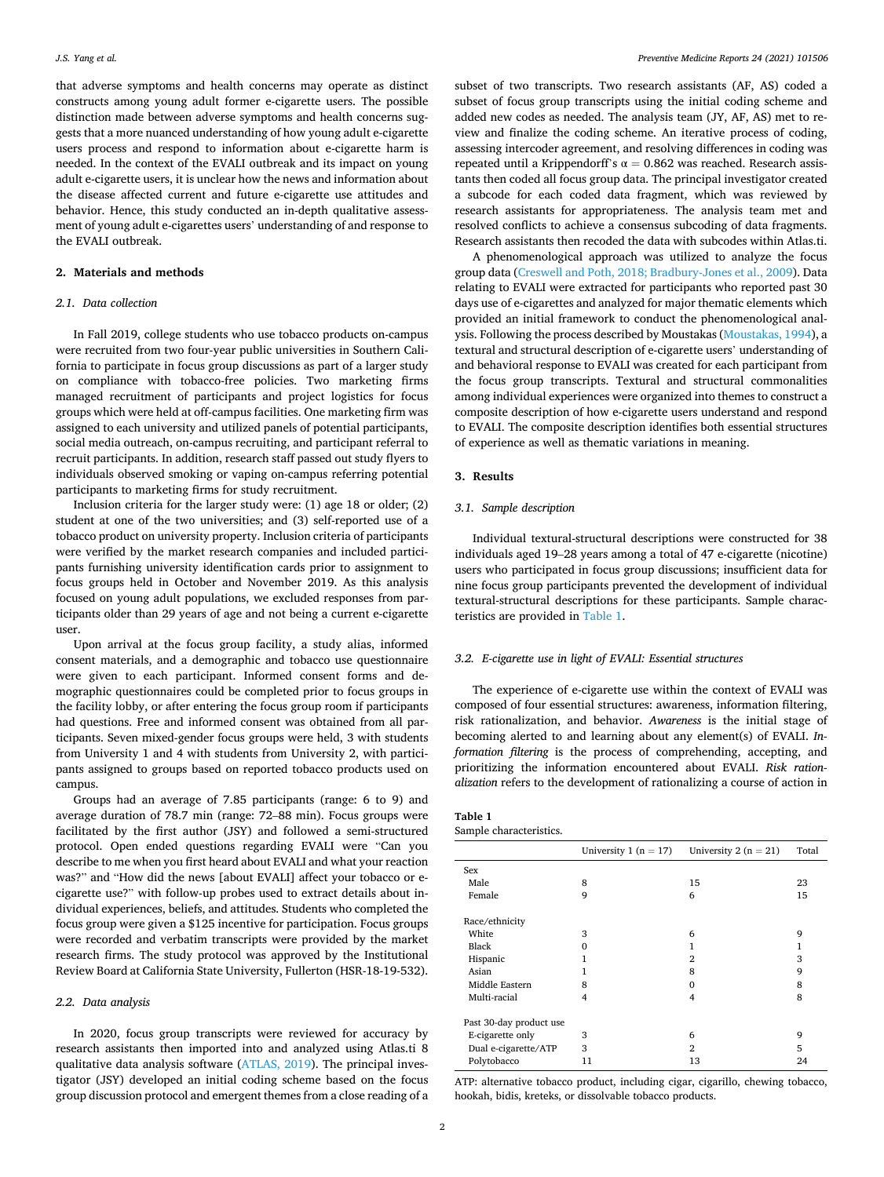that adverse symptoms and health concerns may operate as distinct constructs among young adult former e-cigarette users. The possible distinction made between adverse symptoms and health concerns suggests that a more nuanced understanding of how young adult e-cigarette users process and respond to information about e-cigarette harm is needed. In the context of the EVALI outbreak and its impact on young adult e-cigarette users, it is unclear how the news and information about the disease affected current and future e-cigarette use attitudes and behavior. Hence, this study conducted an in-depth qualitative assessment of young adult e-cigarettes users' understanding of and response to the EVALI outbreak.

## 2. Materials and methods

### 2.1. Data collection

In Fall 2019, college students who use tobacco products on-campus were recruited from two four-year public universities in Southern California to participate in focus group discussions as part of a larger study on compliance with tobacco-free policies. Two marketing firms managed recruitment of participants and project logistics for focus groups which were held at off-campus facilities. One marketing firm was assigned to each university and utilized panels of potential participants, social media outreach, on-campus recruiting, and participant referral to recruit participants. In addition, research staff passed out study flyers to individuals observed smoking or vaping on-campus referring potential participants to marketing firms for study recruitment.

Inclusion criteria for the larger study were: (1) age 18 or older; (2) student at one of the two universities; and (3) self-reported use of a tobacco product on university property. Inclusion criteria of participants were verified by the market research companies and included participants furnishing university identification cards prior to assignment to focus groups held in October and November 2019. As this analysis focused on young adult populations, we excluded responses from participants older than 29 years of age and not being a current e-cigarette user.

Upon arrival at the focus group facility, a study alias, informed consent materials, and a demographic and tobacco use questionnaire were given to each participant. Informed consent forms and demographic questionnaires could be completed prior to focus groups in the facility lobby, or after entering the focus group room if participants had questions. Free and informed consent was obtained from all participants. Seven mixed-gender focus groups were held, 3 with students from University 1 and 4 with students from University 2, with participants assigned to groups based on reported tobacco products used on campus.

Groups had an average of 7.85 participants (range: 6 to 9) and average duration of 78.7 min (range: 72–88 min). Focus groups were facilitated by the first author (JSY) and followed a semi-structured protocol. Open ended questions regarding EVALI were "Can you describe to me when you first heard about EVALI and what your reaction was?" and "How did the news [about EVALI] affect your tobacco or e-cigarette use?" with follow-up probes used to extract details about individual experiences, beliefs, and attitudes. Students who completed the focus group were given a $125 incentive for participation. Focus groups were recorded and verbatim transcripts were provided by the market research firms. The study protocol was approved by the Institutional Review Board at California State University, Fullerton (HSR-18-19-532).

### 2.2. Data analysis

In 2020, focus group transcripts were reviewed for accuracy by research assistants then imported into and analyzed using Atlas.ti 8 qualitative data analysis software (ATLAS, 2019). The principal investigator (JSY) developed an initial coding scheme based on the focus group discussion protocol and emergent themes from a close reading of a subset of two transcripts. Two research assistants (AF, AS) coded a subset of focus group transcripts using the initial coding scheme and added new codes as needed. The analysis team (JY, AF, AS) met to review and finalize the coding scheme. An iterative process of coding, assessing intercoder agreement, and resolving differences in coding was repeated until a Krippendorff's $\alpha = 0.862$ was reached. Research assistants then coded all focus group data. The principal investigator created a subcode for each coded data fragment, which was reviewed by research assistants for appropriateness. The analysis team met and resolved conflicts to achieve a consensus subcoding of data fragments. Research assistants then recoded the data with subcodes within Atlas.ti.

A phenomenological approach was utilized to analyze the focus group data (Creswell and Poth, 2018; Bradbury-Jones et al., 2009). Data relating to EVALI were extracted for participants who reported past 30 days use of e-cigarettes and analyzed for major thematic elements which provided an initial framework to conduct the phenomenological analysis. Following the process described by Moustakas (Moustakas, 1994), a textural and structural description of e-cigarette users' understanding of and behavioral response to EVALI was created for each participant from the focus group transcripts. Textural and structural commonalities among individual experiences were organized into themes to construct a composite description of how e-cigarette users understand and respond to EVALI. The composite description identifies both essential structures of experience as well as thematic variations in meaning.

## 3. Results

### 3.1. Sample description

Individual textural-structural descriptions were constructed for 38 individuals aged 19–28 years among a total of 47 e-cigarette (nicotine) users who participated in focus group discussions; insufficient data for nine focus group participants prevented the development of individual textural-structural descriptions for these participants. Sample characteristics are provided in Table 1.

### 3.2. E-cigarette use in light of EVALI: Essential structures

The experience of e-cigarette use within the context of EVALI was composed of four essential structures: awareness, information filtering, risk rationalization, and behavior. *Awareness* is the initial stage of becoming alerted to and learning about any element(s) of EVALI. *Information filtering* is the process of comprehending, accepting, and prioritizing the information encountered about EVALI. *Risk rationalization* refers to the development of rationalizing a course of action in

**Table 1**
Sample characteristics.

| | University 1 (n = 17) | University 2 (n = 21) | Total |
|---|---|---|---|
| Sex | | | |
| Male | 8 | 15 | 23 |
| Female | 9 | 6 | 15 |
| | | | |
| Race/ethnicity | | | |
| White | 3 | 6 | 9 |
| Black | 0 | 1 | 1 |
| Hispanic | 1 | 2 | 3 |
| Asian | 1 | 8 | 9 |
| Middle Eastern | 8 | 0 | 8 |
| Multi-racial | 4 | 4 | 8 |
| | | | |
| Past 30-day product use | | | |
| E-cigarette only | 3 | 6 | 9 |
| Dual e-cigarette/ATP | 3 | 2 | 5 |
| Polytobacco | 11 | 13 | 24 |

ATP: alternative tobacco product, including cigar, cigarillo, chewing tobacco, hookah, bidis, kreteks, or dissolvable tobacco products.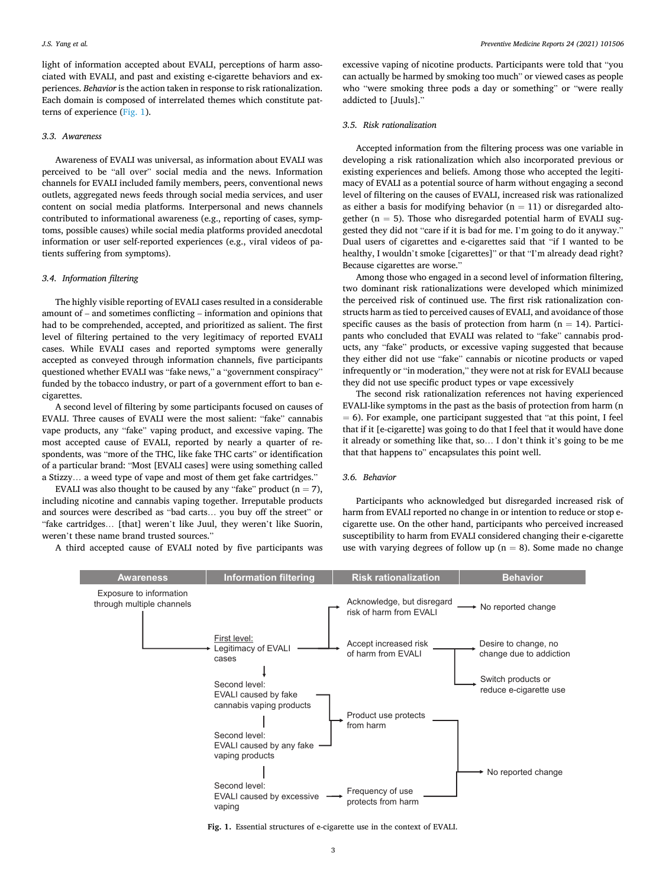light of information accepted about EVALI, perceptions of harm associated with EVALI, and past and existing e-cigarette behaviors and experiences. *Behavior* is the action taken in response to risk rationalization. Each domain is composed of interrelated themes which constitute patterns of experience (Fig. 1).

### 3.3. Awareness

Awareness of EVALI was universal, as information about EVALI was perceived to be "all over" social media and the news. Information channels for EVALI included family members, peers, conventional news outlets, aggregated news feeds through social media services, and user content on social media platforms. Interpersonal and news channels contributed to informational awareness (e.g., reporting of cases, symptoms, possible causes) while social media platforms provided anecdotal information or user self-reported experiences (e.g., viral videos of patients suffering from symptoms).

### 3.4. Information filtering

The highly visible reporting of EVALI cases resulted in a considerable amount of – and sometimes conflicting – information and opinions that had to be comprehended, accepted, and prioritized as salient. The first level of filtering pertained to the very legitimacy of reported EVALI cases. While EVALI cases and reported symptoms were generally accepted as conveyed through information channels, five participants questioned whether EVALI was "fake news," a "government conspiracy" funded by the tobacco industry, or part of a government effort to ban e-cigarettes.

A second level of filtering by some participants focused on causes of EVALI. Three causes of EVALI were the most salient: "fake" cannabis vape products, any "fake" vaping product, and excessive vaping. The most accepted cause of EVALI, reported by nearly a quarter of respondents, was "more of the THC, like fake THC carts" or identification of a particular brand: "Most [EVALI cases] were using something called a Stizzy… a weed type of vape and most of them get fake cartridges."

EVALI was also thought to be caused by any "fake" product (n = 7), including nicotine and cannabis vaping together. Irreputable products and sources were described as "bad carts… you buy off the street" or "fake cartridges… [that] weren't like Juul, they weren't like Suorin, weren't these name brand trusted sources."

A third accepted cause of EVALI noted by five participants was excessive vaping of nicotine products. Participants were told that "you can actually be harmed by smoking too much" or viewed cases as people who "were smoking three pods a day or something" or "were really addicted to [Juuls]."

### 3.5. Risk rationalization

Accepted information from the filtering process was one variable in developing a risk rationalization which also incorporated previous or existing experiences and beliefs. Among those who accepted the legitimacy of EVALI as a potential source of harm without engaging a second level of filtering on the causes of EVALI, increased risk was rationalized as either a basis for modifying behavior (n = 11) or disregarded altogether (n = 5). Those who disregarded potential harm of EVALI suggested they did not "care if it is bad for me. I'm going to do it anyway." Dual users of cigarettes and e-cigarettes said that "if I wanted to be healthy, I wouldn't smoke [cigarettes]" or that "I'm already dead right? Because cigarettes are worse."

Among those who engaged in a second level of information filtering, two dominant risk rationalizations were developed which minimized the perceived risk of continued use. The first risk rationalization constructs harm as tied to perceived causes of EVALI, and avoidance of those specific causes as the basis of protection from harm (n = 14). Participants who concluded that EVALI was related to "fake" cannabis products, any "fake" products, or excessive vaping suggested that because they either did not use "fake" cannabis or nicotine products or vaped infrequently or "in moderation," they were not at risk for EVALI because they did not use specific product types or vape excessively

The second risk rationalization references not having experienced EVALI-like symptoms in the past as the basis of protection from harm (n = 6). For example, one participant suggested that "at this point, I feel that if it [e-cigarette] was going to do that I feel that it would have done it already or something like that, so… I don't think it's going to be me that that happens to" encapsulates this point well.

### 3.6. Behavior

Participants who acknowledged but disregarded increased risk of harm from EVALI reported no change in or intention to reduce or stop e-cigarette use. On the other hand, participants who perceived increased susceptibility to harm from EVALI considered changing their e-cigarette use with varying degrees of follow up (n = 8). Some made no change

| Awareness | Information filtering | Risk rationalization | Behavior |
|---|---|---|---|
| Exposure to information through multiple channels → | First level: Legitimacy of EVALI cases → | Acknowledge, but disregard risk of harm from EVALI → | No reported change |
| | | Accept increased risk of harm from EVALI → | Desire to change, no change due to addiction; Switch products or reduce e-cigarette use |
| | Second level: EVALI caused by fake cannabis vaping products → | Product use protects from harm → | No reported change |
| | Second level: EVALI caused by any fake vaping products → | Product use protects from harm → | No reported change |
| | Second level: EVALI caused by excessive vaping → | Frequency of use protects from harm → | No reported change |

**Fig. 1.** Essential structures of e-cigarette use in the context of EVALI.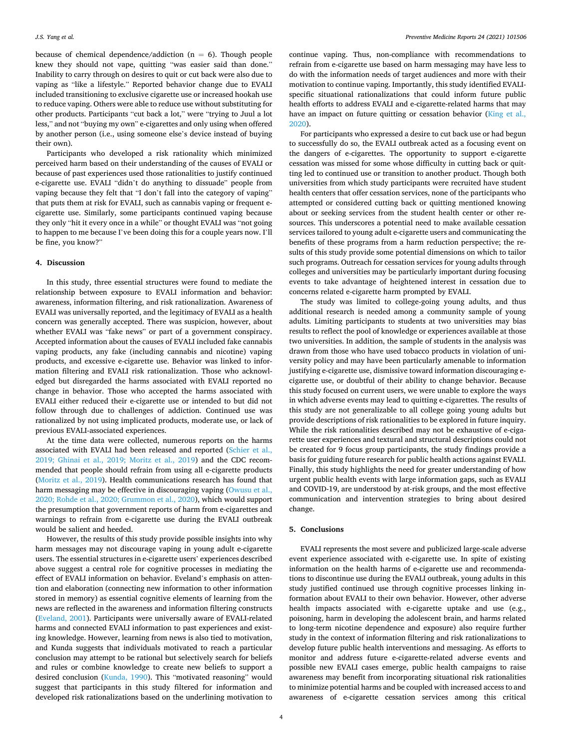because of chemical dependence/addiction (n = 6). Though people knew they should not vape, quitting "was easier said than done." Inability to carry through on desires to quit or cut back were also due to vaping as "like a lifestyle." Reported behavior change due to EVALI included transitioning to exclusive cigarette use or increased hookah use to reduce vaping. Others were able to reduce use without substituting for other products. Participants "cut back a lot," were "trying to Juul a lot less," and not "buying my own" e-cigarettes and only using when offered by another person (i.e., using someone else's device instead of buying their own).

Participants who developed a risk rationality which minimized perceived harm based on their understanding of the causes of EVALI or because of past experiences used those rationalities to justify continued e-cigarette use. EVALI "didn't do anything to dissuade" people from vaping because they felt that "I don't fall into the category of vaping" that puts them at risk for EVALI, such as cannabis vaping or frequent e-cigarette use. Similarly, some participants continued vaping because they only "hit it every once in a while" or thought EVALI was "not going to happen to me because I've been doing this for a couple years now. I'll be fine, you know?"

## 4. Discussion

In this study, three essential structures were found to mediate the relationship between exposure to EVALI information and behavior: awareness, information filtering, and risk rationalization. Awareness of EVALI was universally reported, and the legitimacy of EVALI as a health concern was generally accepted. There was suspicion, however, about whether EVALI was "fake news" or part of a government conspiracy. Accepted information about the causes of EVALI included fake cannabis vaping products, any fake (including cannabis and nicotine) vaping products, and excessive e-cigarette use. Behavior was linked to information filtering and EVALI risk rationalization. Those who acknowledged but disregarded the harms associated with EVALI reported no change in behavior. Those who accepted the harms associated with EVALI either reduced their e-cigarette use or intended to but did not follow through due to challenges of addiction. Continued use was rationalized by not using implicated products, moderate use, or lack of previous EVALI-associated experiences.

At the time data were collected, numerous reports on the harms associated with EVALI had been released and reported (Schier et al., 2019; Ghinai et al., 2019; Moritz et al., 2019) and the CDC recommended that people should refrain from using all e-cigarette products (Moritz et al., 2019). Health communications research has found that harm messaging may be effective in discouraging vaping (Owusu et al., 2020; Rohde et al., 2020; Grummon et al., 2020), which would support the presumption that government reports of harm from e-cigarettes and warnings to refrain from e-cigarette use during the EVALI outbreak would be salient and heeded.

However, the results of this study provide possible insights into why harm messages may not discourage vaping in young adult e-cigarette users. The essential structures in e-cigarette users' experiences described above suggest a central role for cognitive processes in mediating the effect of EVALI information on behavior. Eveland's emphasis on attention and elaboration (connecting new information to other information stored in memory) as essential cognitive elements of learning from the news are reflected in the awareness and information filtering constructs (Eveland, 2001). Participants were universally aware of EVALI-related harms and connected EVALI information to past experiences and existing knowledge. However, learning from news is also tied to motivation, and Kunda suggests that individuals motivated to reach a particular conclusion may attempt to be rational but selectively search for beliefs and rules or combine knowledge to create new beliefs to support a desired conclusion (Kunda, 1990). This "motivated reasoning" would suggest that participants in this study filtered for information and developed risk rationalizations based on the underlining motivation to continue vaping. Thus, non-compliance with recommendations to refrain from e-cigarette use based on harm messaging may have less to do with the information needs of target audiences and more with their motivation to continue vaping. Importantly, this study identified EVALI-specific situational rationalizations that could inform future public health efforts to address EVALI and e-cigarette-related harms that may have an impact on future quitting or cessation behavior (King et al., 2020).

For participants who expressed a desire to cut back use or had begun to successfully do so, the EVALI outbreak acted as a focusing event on the dangers of e-cigarettes. The opportunity to support e-cigarette cessation was missed for some whose difficulty in cutting back or quitting led to continued use or transition to another product. Though both universities from which study participants were recruited have student health centers that offer cessation services, none of the participants who attempted or considered cutting back or quitting mentioned knowing about or seeking services from the student health center or other resources. This underscores a potential need to make available cessation services tailored to young adult e-cigarette users and communicating the benefits of these programs from a harm reduction perspective; the results of this study provide some potential dimensions on which to tailor such programs. Outreach for cessation services for young adults through colleges and universities may be particularly important during focusing events to take advantage of heightened interest in cessation due to concerns related e-cigarette harm prompted by EVALI.

The study was limited to college-going young adults, and thus additional research is needed among a community sample of young adults. Limiting participants to students at two universities may bias results to reflect the pool of knowledge or experiences available at those two universities. In addition, the sample of students in the analysis was drawn from those who have used tobacco products in violation of university policy and may have been particularly amenable to information justifying e-cigarette use, dismissive toward information discouraging e-cigarette use, or doubtful of their ability to change behavior. Because this study focused on current users, we were unable to explore the ways in which adverse events may lead to quitting e-cigarettes. The results of this study are not generalizable to all college going young adults but provide descriptions of risk rationalities to be explored in future inquiry. While the risk rationalities described may not be exhaustive of e-cigarette user experiences and textural and structural descriptions could not be created for 9 focus group participants, the study findings provide a basis for guiding future research for public health actions against EVALI. Finally, this study highlights the need for greater understanding of how urgent public health events with large information gaps, such as EVALI and COVID-19, are understood by at-risk groups, and the most effective communication and intervention strategies to bring about desired change.

## 5. Conclusions

EVALI represents the most severe and publicized large-scale adverse event experience associated with e-cigarette use. In spite of existing information on the health harms of e-cigarette use and recommendations to discontinue use during the EVALI outbreak, young adults in this study justified continued use through cognitive processes linking information about EVALI to their own behavior. However, other adverse health impacts associated with e-cigarette uptake and use (e.g., poisoning, harm in developing the adolescent brain, and harms related to long-term nicotine dependence and exposure) also require further study in the context of information filtering and risk rationalizations to develop future public health interventions and messaging. As efforts to monitor and address future e-cigarette-related adverse events and possible new EVALI cases emerge, public health campaigns to raise awareness may benefit from incorporating situational risk rationalities to minimize potential harms and be coupled with increased access to and awareness of e-cigarette cessation services among this critical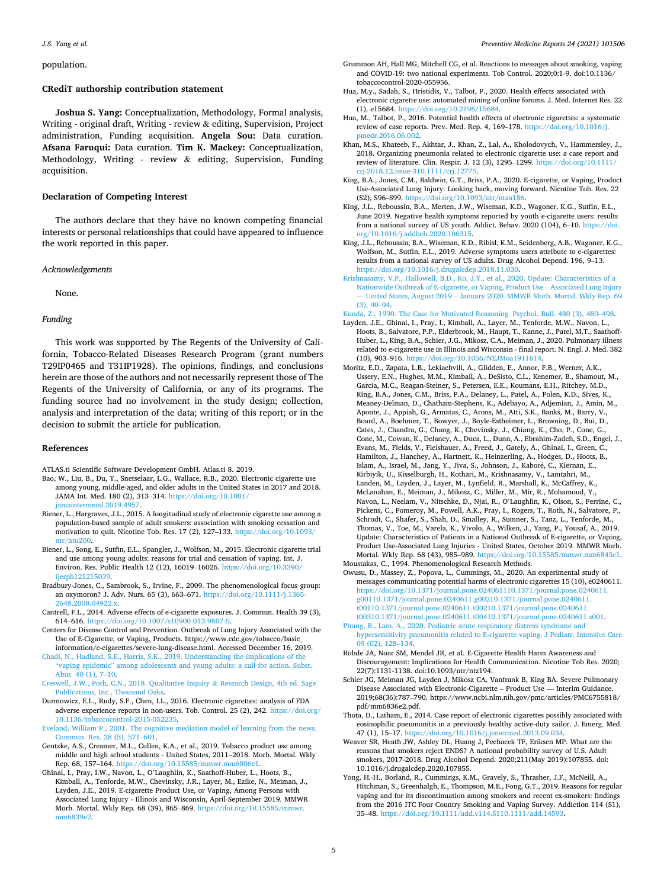population.

### CRediT authorship contribution statement

**Joshua S. Yang:** Conceptualization, Methodology, Formal analysis, Writing - original draft, Writing - review & editing, Supervision, Project administration, Funding acquisition. **Angela Sou:** Data curation. **Afsana Faruqui:** Data curation. **Tim K. Mackey:** Conceptualization, Methodology, Writing - review & editing, Supervision, Funding acquisition.

### Declaration of Competing Interest

The authors declare that they have no known competing financial interests or personal relationships that could have appeared to influence the work reported in this paper.

#### *Acknowledgements*

None.

#### *Funding*

This work was supported by The Regents of the University of California, Tobacco-Related Diseases Research Program (grant numbers T29IP0465 and T31IP1928). The opinions, findings, and conclusions herein are those of the authors and not necessarily represent those of The Regents of the University of California, or any of its programs. The funding source had no involvement in the study design; collection, analysis and interpretation of the data; writing of this report; or in the decision to submit the article for publication.

### References

ATLAS.ti Scientific Software Development GmbH. Atlas.ti 8. 2019.

Bao, W., Liu, B., Du, Y., Snetselaar, L.G., Wallace, R.B., 2020. Electronic cigarette use among young, middle-aged, and older adults in the United States in 2017 and 2018. JAMA Int. Med. 180 (2), 313–314. https://doi.org/10.1001/jamainternmed.2019.4957.

Biener, L., Hargraves, J.L., 2015. A longitudinal study of electronic cigarette use among a population-based sample of adult smokers: association with smoking cessation and motivation to quit. Nicotine Tob. Res. 17 (2), 127–133. https://doi.org/10.1093/ntr/ntu200.

Biener, L., Song, E., Sutfin, E.L., Spangler, J., Wolfson, M., 2015. Electronic cigarette trial and use among young adults: reasons for trial and cessation of vaping. Int. J. Environ. Res. Public Health 12 (12), 16019–16026. https://doi.org/10.3390/ijerph121215039.

Bradbury-Jones, C., Sambrook, S., Irvine, F., 2009. The phenomenological focus group: an oxymoron? J. Adv. Nurs. 65 (3), 663–671. https://doi.org/10.1111/j.1365-2648.2008.04922.x.

Cantrell, F.L., 2014. Adverse effects of e-cigarette exposures. J. Commun. Health 39 (3), 614–616. https://doi.org/10.1007/s10900-013-9807-5.

Centers for Disease Control and Prevention. Outbreak of Lung Injury Associated with the Use of E-Cigarette, or Vaping, Products. https://www.cdc.gov/tobacco/basic_information/e-cigarettes/severe-lung-disease.html. Accessed December 16, 2019.

Chadi, N., Hadland, S.E., Harris, S.K., 2019. Understanding the implications of the "vaping epidemic" among adolescents and young adults: a call for action. Subst. Abus. 40 (1), 7–10.

Creswell, J.W., Poth, C.N., 2018. Qualitative Inquiry & Research Design, 4th ed. Sage Publications, Inc., Thousand Oaks.

Durmowicz, E.L., Rudy, S.F., Chen, I.L., 2016. Electronic cigarettes: analysis of FDA adverse experience reports in non-users. Tob. Control. 25 (2), 242. https://doi.org/10.1136/tobaccocontrol-2015-052235.

Eveland, William P., 2001. The cognitive mediation model of learning from the news. Commun. Res. 28 (5), 571–601.

Gentzke, A.S., Creamer, M.L., Cullen, K.A., et al., 2019. Tobacco product use among middle and high school students - United States, 2011–2018. Morb. Mortal. Wkly Rep. 68, 157–164. https://doi.org/10.15585/mmwr.mm6806e1.

Ghinai, I., Pray, I.W., Navon, L., O'Laughlin, K., Saathoff-Huber, L., Hoots, B., Kimball, A., Tenforde, M.W., Chevinsky, J.R., Layer, M., Ezike, N., Meiman, J., Layden, J.E., 2019. E-cigarette Product Use, or Vaping, Among Persons with Associated Lung Injury - Illinois and Wisconsin, April-September 2019. MMWR Morb. Mortal. Wkly Rep. 68 (39), 865–869. https://doi.org/10.15585/mmwr.mm6839e2.

Grummon AH, Hall MG, Mitchell CG, et al. Reactions to messages about smoking, vaping and COVID-19: two national experiments. Tob Control. 2020;0:1-9. doi:10.1136/tobaccocontrol-2020-055956.

Hua, M.y., Sadah, S., Hristidis, V., Talbot, P., 2020. Health effects associated with electronic cigarette use: automated mining of online forums. J. Med. Internet Res. 22 (1), e15684. https://doi.org/10.2196/15684.

Hua, M., Talbot, P., 2016. Potential health effects of electronic cigarettes: a systematic review of case reports. Prev. Med. Rep. 4, 169–178. https://doi.org/10.1016/j.pmedr.2016.06.002.

Khan, M.S., Khateeb, F., Akhtar, J., Khan, Z., Lal, A., Kholodovych, V., Hammersley, J., 2018. Organizing pneumonia related to electronic cigarette use: a case report and review of literature. Clin. Respir. J. 12 (3), 1295–1299. https://doi.org/10.1111/crj.2018.12.issue-310.1111/crj.12775.

King, B.A., Jones, C.M., Baldwin, G.T., Briss, P.A., 2020. E-cigarette, or Vaping, Product Use-Associated Lung Injury: Looking back, moving forward. Nicotine Tob. Res. 22 (S2), S96–S99. https://doi.org/10.1093/ntr/ntaa186.

King, J.L., Reboussin, B.A., Merten, J.W., Wiseman, K.D., Wagoner, K.G., Sutfin, E.L., June 2019. Negative health symptoms reported by youth e-cigarette users: results from a national survey of US youth. Addict. Behav. 2020 (104), 6–10. https://doi.org/10.1016/j.addbeh.2020.106315.

King, J.L., Reboussin, B.A., Wiseman, K.D., Ribisl, K.M., Seidenberg, A.B., Wagoner, K.G., Wolfson, M., Sutfin, E.L., 2019. Adverse symptoms users attribute to e-cigarettes: results from a national survey of US adults. Drug Alcohol Depend. 196, 9–13. https://doi.org/10.1016/j.drugalcdep.2018.11.030.

Krishnasamy, V.P., Hallowell, B.D., Ko, J.Y., et al., 2020. Update: Characteristics of a Nationwide Outbreak of E-cigarette, or Vaping, Product Use – Associated Lung Injury — United States, August 2019 – January 2020. MMWR Morb. Mortal. Wkly Rep. 69 (3), 90–94.

Kunda, Z., 1990. The Case for Motivated Reasoning. Psychol. Bull. 480 (3), 480–498.

Layden, J.E., Ghinai, I., Pray, I., Kimball, A., Layer, M., Tenforde, M.W., Navon, L., Hoots, B., Salvatore, P.P., Elderbrook, M., Haupt, T., Kanne, J., Patel, M.T., Saathoff-Huber, L., King, B.A., Schier, J.G., Mikosz, C.A., Meiman, J., 2020. Pulmonary illness related to e-cigarette use in Illinois and Wisconsin - final report. N. Engl. J. Med. 382 (10), 903–916. https://doi.org/10.1056/NEJMoa1911614.

Moritz, E.D., Zapata, L.B., Lekiachvili, A., Glidden, E., Annor, F.B., Werner, A.K., Ussery, E.N., Hughes, M.M., Kimball, A., DeSisto, C.L., Kenemer, B., Shamout, M., Garcia, M.C., Reagan-Steiner, S., Petersen, E.E., Koumans, E.H., Ritchey, M.D., King, B.A., Jones, C.M., Briss, P.A., Delaney, L., Patel, A., Polen, K.D., Sives, K., Meaney-Delman, D., Chatham-Stephens, K., Adebayo, A., Adjemian, J., Amin, M., Aponte, J., Appiah, G., Armatas, C., Arons, M., Atti, S.K., Banks, M., Barry, V., Board, A., Boehmer, T., Bowyer, J., Boyle-Estheimer, L., Browning, D., Bui, D., Cates, J., Chandra, G., Chang, K., Chevinsky, J., Chiang, K., Cho, P., Cone, G., Cone, M., Cowan, K., Delaney, A., Duca, L., Dunn, A., Ebrahim-Zadeh, S.D., Engel, J., Evans, M., Fields, V., Fleishauer, A., Freed, J., Gately, A., Ghinai, I., Green, C., Hamilton, J., Hanchey, A., Hartnett, K., Heinzerling, A., Hodges, D., Hoots, B., Islam, A., Israel, M., Jang, Y., Jiva, S., Johnson, J., Kaboré, C., Kiernan, E., Kirbiyik, U., Kisselburgh, H., Kothari, M., Krishnasamy, V., Lamtahri, M., Landen, M., Layden, J., Layer, M., Lynfield, R., Marshall, K., McCaffrey, K., McLanahan, E., Meiman, J., Mikosz, C., Miller, M., Mir, R., Mohamoud, Y., Navon, L., Neelam, V., Nitschke, D., Njai, R., O'Laughlin, K., Olson, S., Perrine, C., Pickens, C., Pomeroy, M., Powell, A.K., Pray, I., Rogers, T., Roth, N., Salvatore, P., Schrodt, C., Shafer, S., Shah, D., Smalley, R., Sumner, S., Tanz, L., Tenforde, M., Thomas, V., Toe, M., Varela, K., Vivolo, A., Wilken, J., Yang, P., Yousaf, A., 2019. Update: Characteristics of Patients in a National Outbreak of E-cigarette, or Vaping, Product Use-Associated Lung Injuries - United States, October 2019. MMWR Morb. Mortal. Wkly Rep. 68 (43), 985–989. https://doi.org/10.15585/mmwr.mm6843e1.

Moustakas, C., 1994. Phenomenological Research Methods.

Owusu, D., Massey, Z., Popova, L., Cummings, M., 2020. An experimental study of messages communicating potential harms of electronic cigarettes 15 (10), e0240611. https://doi.org/10.1371/journal.pone.024061110.1371/journal.pone.0240611.g00110.1371/journal.pone.0240611.g00210.1371/journal.pone.0240611.t00110.1371/journal.pone.0240611.t00210.1371/journal.pone.0240611.t00310.1371/journal.pone.0240611.t00410.1371/journal.pone.0240611.s001.

Phung, B., Lam, A., 2020. Pediatric acute respiratory distress syndrome and hypersensitivity pneumonitis related to E-cigarette vaping. J Pediatr. Intensive Care 09 (02), 128–134.

Rohde JA, Noar SM, Mendel JR, et al. E-Cigarette Health Harm Awareness and Discouragement: Implications for Health Communication. Nicotine Tob Res. 2020; 22(7):1131-1138. doi:10.1093/ntr/ntz194.

Schier JG, Meiman JG, Layden J, Mikosz CA, Vanfrank B, King BA. Severe Pulmonary Disease Associated with Electronic-Cigarette – Product Use — Interim Guidance. 2019;68(36):787–790. https://www.ncbi.nlm.nih.gov/pmc/articles/PMC6755818/pdf/mm6836e2.pdf.

Thota, D., Latham, E., 2014. Case report of electronic cigarettes possibly associated with eosinophilic pneumonitis in a previously healthy active-duty sailor. J. Emerg. Med. 47 (1), 15–17. https://doi.org/10.1016/j.jemermed.2013.09.034.

Weaver SR, Heath JW, Ashley DL, Huang J, Pechacek TF, Eriksen MP. What are the reasons that smokers reject ENDS? A national probability survey of U.S. Adult smokers, 2017-2018. Drug Alcohol Depend. 2020;211(May 2019):107855. doi: 10.1016/j.drugalcdep.2020.107855.

Yong, H.-H., Borland, R., Cummings, K.M., Gravely, S., Thrasher, J.F., McNeill, A., Hitchman, S., Greenhalgh, E., Thompson, M.E., Fong, G.T., 2019. Reasons for regular vaping and for its discontinuation among smokers and recent ex-smokers: findings from the 2016 ITC Four Country Smoking and Vaping Survey. Addiction 114 (S1), 35–48. https://doi.org/10.1111/add.v114.S110.1111/add.14593.